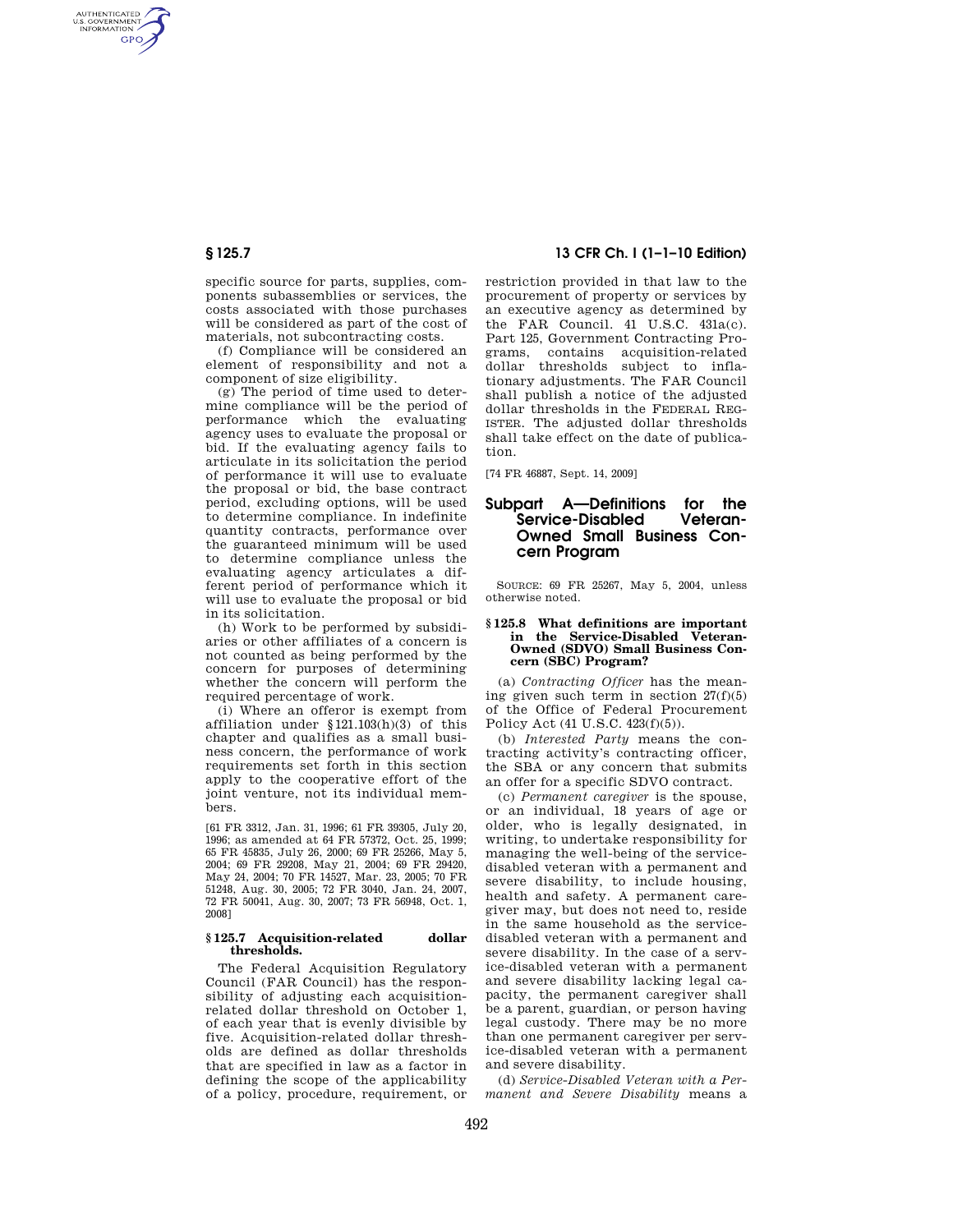specific source for parts, supplies, components subassemblies or services, the costs associated with those purchases will be considered as part of the cost of materials, not subcontracting costs.

(f) Compliance will be considered an element of responsibility and not a component of size eligibility.

(g) The period of time used to determine compliance will be the period of performance which the evaluating agency uses to evaluate the proposal or bid. If the evaluating agency fails to articulate in its solicitation the period of performance it will use to evaluate the proposal or bid, the base contract period, excluding options, will be used to determine compliance. In indefinite quantity contracts, performance over the guaranteed minimum will be used to determine compliance unless the evaluating agency articulates a different period of performance which it will use to evaluate the proposal or bid in its solicitation.

(h) Work to be performed by subsidiaries or other affiliates of a concern is not counted as being performed by the concern for purposes of determining whether the concern will perform the required percentage of work.

(i) Where an offeror is exempt from affiliation under §121.103(h)(3) of this chapter and qualifies as a small business concern, the performance of work requirements set forth in this section apply to the cooperative effort of the joint venture, not its individual members.

[61 FR 3312, Jan. 31, 1996; 61 FR 39305, July 20, 1996; as amended at 64 FR 57372, Oct. 25, 1999; 65 FR 45835, July 26, 2000; 69 FR 25266, May 5, 2004; 69 FR 29208, May 21, 2004; 69 FR 29420, May 24, 2004; 70 FR 14527, Mar. 23, 2005; 70 FR 51248, Aug. 30, 2005; 72 FR 3040, Jan. 24, 2007, 72 FR 50041, Aug. 30, 2007; 73 FR 56948, Oct. 1, 2008]

### §125.7 Acquisition-related dollar thresholds.

The Federal Acquisition Regulatory Council (FAR Council) has the responsibility of adjusting each acquisition-related dollar threshold on October 1, of each year that is evenly divisible by five. Acquisition-related dollar thresholds are defined as dollar thresholds that are specified in law as a factor in defining the scope of the applicability of a policy, procedure, requirement, or restriction provided in that law to the procurement of property or services by an executive agency as determined by the FAR Council. 41 U.S.C. 431a(c). Part 125, Government Contracting Programs, contains acquisition-related dollar thresholds subject to inflationary adjustments. The FAR Council shall publish a notice of the adjusted dollar thresholds in the FEDERAL REGISTER. The adjusted dollar thresholds shall take effect on the date of publication.

[74 FR 46887, Sept. 14, 2009]

## Subpart A—Definitions for the Service-Disabled Veteran-Owned Small Business Concern Program

SOURCE: 69 FR 25267, May 5, 2004, unless otherwise noted.

### §125.8 What definitions are important in the Service-Disabled Veteran-Owned (SDVO) Small Business Concern (SBC) Program?

(a) *Contracting Officer* has the meaning given such term in section 27(f)(5) of the Office of Federal Procurement Policy Act (41 U.S.C. 423(f)(5)).

(b) *Interested Party* means the contracting activity's contracting officer, the SBA or any concern that submits an offer for a specific SDVO contract.

(c) *Permanent caregiver* is the spouse, or an individual, 18 years of age or older, who is legally designated, in writing, to undertake responsibility for managing the well-being of the service-disabled veteran with a permanent and severe disability, to include housing, health and safety. A permanent caregiver may, but does not need to, reside in the same household as the service-disabled veteran with a permanent and severe disability. In the case of a service-disabled veteran with a permanent and severe disability lacking legal capacity, the permanent caregiver shall be a parent, guardian, or person having legal custody. There may be no more than one permanent caregiver per service-disabled veteran with a permanent and severe disability.

(d) *Service-Disabled Veteran with a Permanent and Severe Disability* means a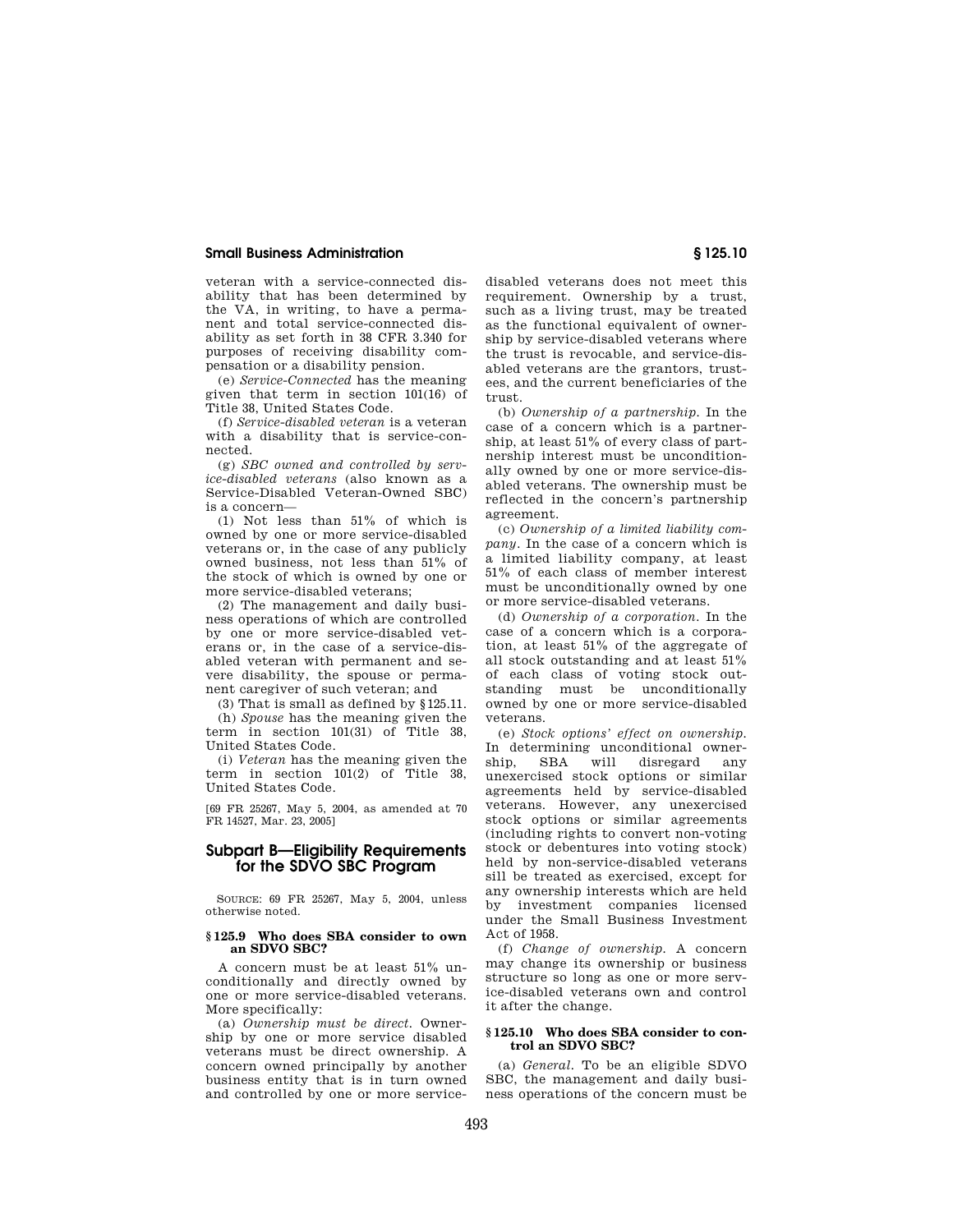veteran with a service-connected disability that has been determined by the VA, in writing, to have a permanent and total service-connected disability as set forth in 38 CFR 3.340 for purposes of receiving disability compensation or a disability pension.

(e) *Service-Connected* has the meaning given that term in section 101(16) of Title 38, United States Code.

(f) *Service-disabled veteran* is a veteran with a disability that is service-connected.

(g) *SBC owned and controlled by service-disabled veterans* (also known as a Service-Disabled Veteran-Owned SBC) is a concern—

(1) Not less than 51% of which is owned by one or more service-disabled veterans or, in the case of any publicly owned business, not less than 51% of the stock of which is owned by one or more service-disabled veterans;

(2) The management and daily business operations of which are controlled by one or more service-disabled veterans or, in the case of a service-disabled veteran with permanent and severe disability, the spouse or permanent caregiver of such veteran; and

(3) That is small as defined by §125.11.

(h) *Spouse* has the meaning given the term in section 101(31) of Title 38, United States Code.

(i) *Veteran* has the meaning given the term in section 101(2) of Title 38, United States Code.

[69 FR 25267, May 5, 2004, as amended at 70 FR 14527, Mar. 23, 2005]

## Subpart B—Eligibility Requirements for the SDVO SBC Program

SOURCE: 69 FR 25267, May 5, 2004, unless otherwise noted.

### §125.9 Who does SBA consider to own an SDVO SBC?

A concern must be at least 51% unconditionally and directly owned by one or more service-disabled veterans. More specifically:

(a) *Ownership must be direct.* Ownership by one or more service disabled veterans must be direct ownership. A concern owned principally by another business entity that is in turn owned and controlled by one or more service-disabled veterans does not meet this requirement. Ownership by a trust, such as a living trust, may be treated as the functional equivalent of ownership by service-disabled veterans where the trust is revocable, and service-disabled veterans are the grantors, trustees, and the current beneficiaries of the trust.

(b) *Ownership of a partnership.* In the case of a concern which is a partnership, at least 51% of every class of partnership interest must be unconditionally owned by one or more service-disabled veterans. The ownership must be reflected in the concern's partnership agreement.

(c) *Ownership of a limited liability company.* In the case of a concern which is a limited liability company, at least 51% of each class of member interest must be unconditionally owned by one or more service-disabled veterans.

(d) *Ownership of a corporation.* In the case of a concern which is a corporation, at least 51% of the aggregate of all stock outstanding and at least 51% of each class of voting stock outstanding must be unconditionally owned by one or more service-disabled veterans.

(e) *Stock options' effect on ownership.* In determining unconditional ownership, SBA will disregard any unexercised stock options or similar agreements held by service-disabled veterans. However, any unexercised stock options or similar agreements (including rights to convert non-voting stock or debentures into voting stock) held by non-service-disabled veterans sill be treated as exercised, except for any ownership interests which are held by investment companies licensed under the Small Business Investment Act of 1958.

(f) *Change of ownership.* A concern may change its ownership or business structure so long as one or more service-disabled veterans own and control it after the change.

### §125.10 Who does SBA consider to control an SDVO SBC?

(a) *General.* To be an eligible SDVO SBC, the management and daily business operations of the concern must be